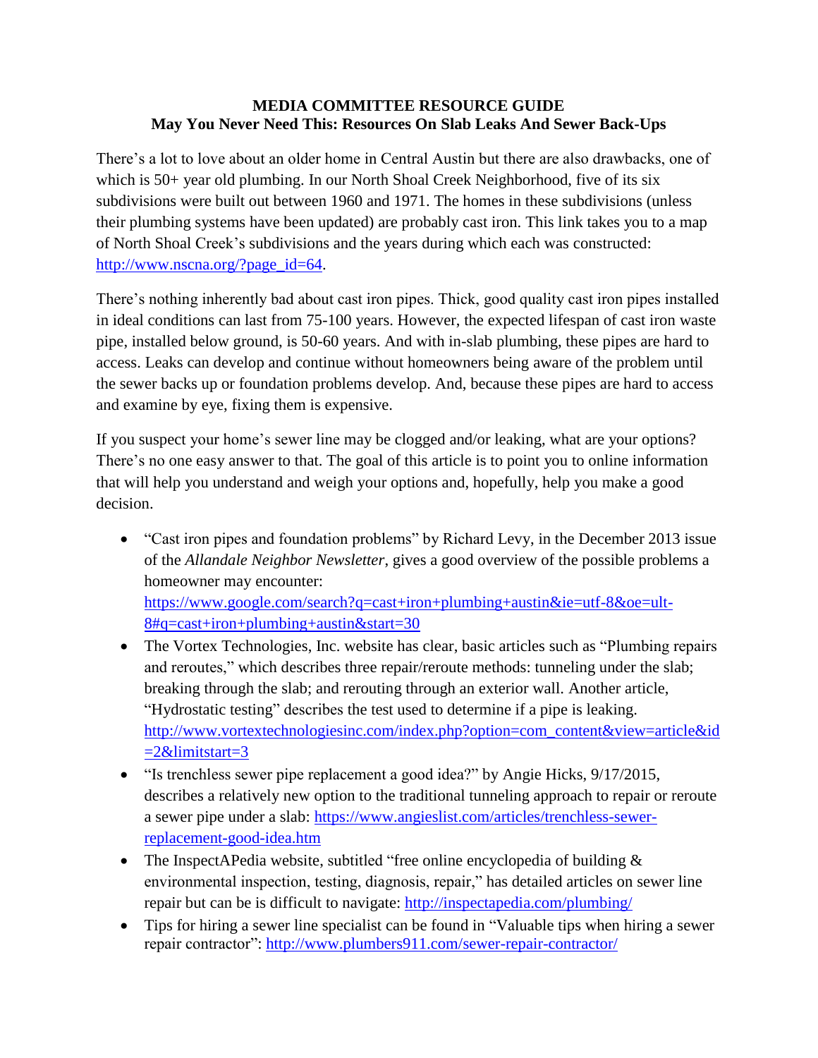# MEDIA COMMITTEE RESOURCE GUIDE
## May You Never Need This: Resources On Slab Leaks And Sewer Back-Ups

There's a lot to love about an older home in Central Austin but there are also drawbacks, one of which is 50+ year old plumbing. In our North Shoal Creek Neighborhood, five of its six subdivisions were built out between 1960 and 1971. The homes in these subdivisions (unless their plumbing systems have been updated) are probably cast iron. This link takes you to a map of North Shoal Creek's subdivisions and the years during which each was constructed: http://www.nscna.org/?page_id=64.

There's nothing inherently bad about cast iron pipes. Thick, good quality cast iron pipes installed in ideal conditions can last from 75-100 years. However, the expected lifespan of cast iron waste pipe, installed below ground, is 50-60 years. And with in-slab plumbing, these pipes are hard to access. Leaks can develop and continue without homeowners being aware of the problem until the sewer backs up or foundation problems develop. And, because these pipes are hard to access and examine by eye, fixing them is expensive.

If you suspect your home's sewer line may be clogged and/or leaking, what are your options? There's no one easy answer to that. The goal of this article is to point you to online information that will help you understand and weigh your options and, hopefully, help you make a good decision.

- "Cast iron pipes and foundation problems" by Richard Levy, in the December 2013 issue of the *Allandale Neighbor Newsletter*, gives a good overview of the possible problems a homeowner may encounter: https://www.google.com/search?q=cast+iron+plumbing+austin&ie=utf-8&oe=ult-8#q=cast+iron+plumbing+austin&start=30
- The Vortex Technologies, Inc. website has clear, basic articles such as "Plumbing repairs and reroutes," which describes three repair/reroute methods: tunneling under the slab; breaking through the slab; and rerouting through an exterior wall. Another article, "Hydrostatic testing" describes the test used to determine if a pipe is leaking. http://www.vortextechnologiesinc.com/index.php?option=com_content&view=article&id=2&limitstart=3
- "Is trenchless sewer pipe replacement a good idea?" by Angie Hicks, 9/17/2015, describes a relatively new option to the traditional tunneling approach to repair or reroute a sewer pipe under a slab: https://www.angieslist.com/articles/trenchless-sewer-replacement-good-idea.htm
- The InspectAPedia website, subtitled "free online encyclopedia of building & environmental inspection, testing, diagnosis, repair," has detailed articles on sewer line repair but can be is difficult to navigate: http://inspectapedia.com/plumbing/
- Tips for hiring a sewer line specialist can be found in "Valuable tips when hiring a sewer repair contractor": http://www.plumbers911.com/sewer-repair-contractor/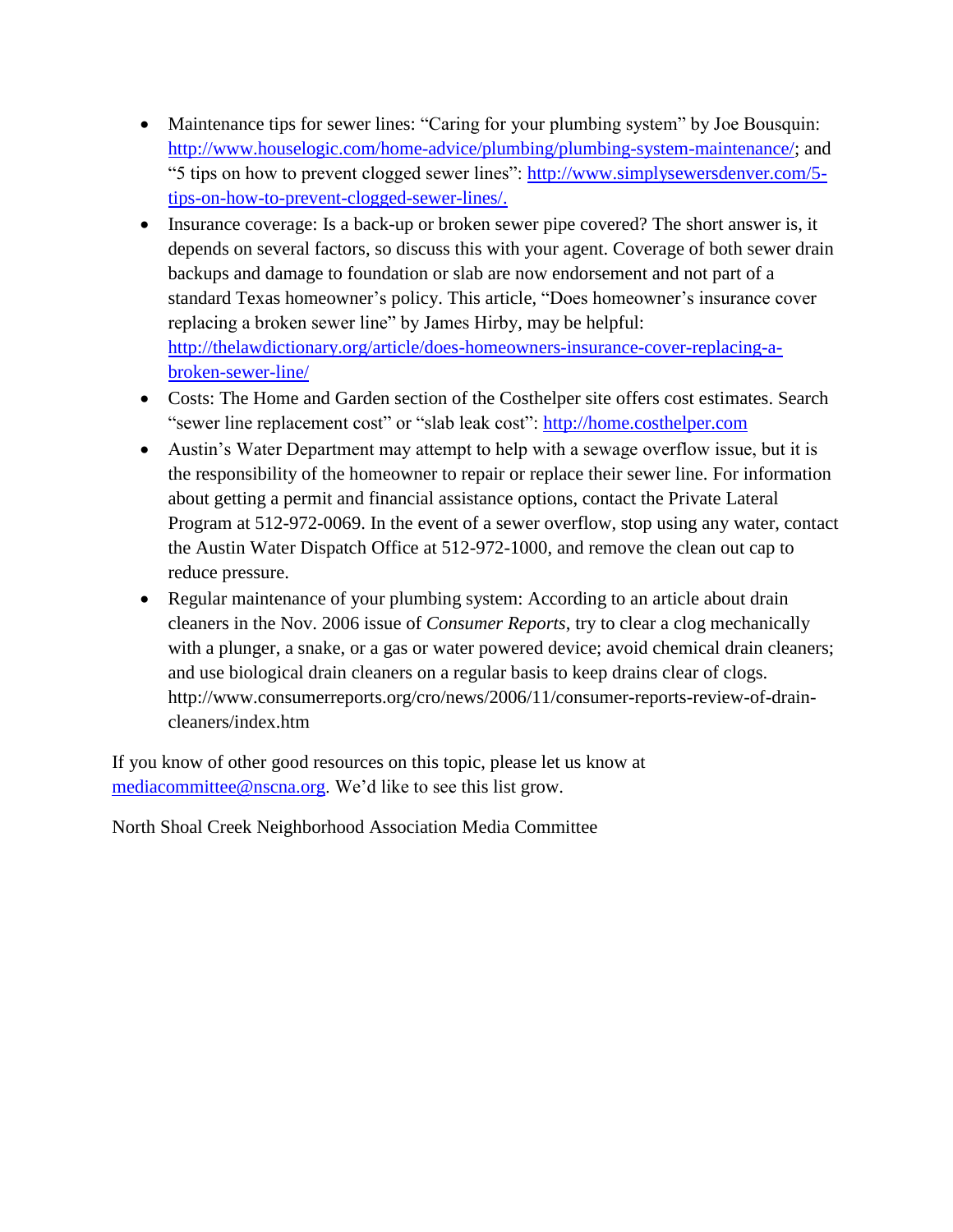- Maintenance tips for sewer lines: “Caring for your plumbing system” by Joe Bousquin: http://www.houselogic.com/home-advice/plumbing/plumbing-system-maintenance/; and “5 tips on how to prevent clogged sewer lines”: http://www.simplysewersdenver.com/5-tips-on-how-to-prevent-clogged-sewer-lines/.
- Insurance coverage: Is a back-up or broken sewer pipe covered? The short answer is, it depends on several factors, so discuss this with your agent. Coverage of both sewer drain backups and damage to foundation or slab are now endorsement and not part of a standard Texas homeowner’s policy. This article, “Does homeowner’s insurance cover replacing a broken sewer line” by James Hirby, may be helpful: http://thelawdictionary.org/article/does-homeowners-insurance-cover-replacing-a-broken-sewer-line/
- Costs: The Home and Garden section of the Costhelper site offers cost estimates. Search “sewer line replacement cost” or “slab leak cost”: http://home.costhelper.com
- Austin’s Water Department may attempt to help with a sewage overflow issue, but it is the responsibility of the homeowner to repair or replace their sewer line. For information about getting a permit and financial assistance options, contact the Private Lateral Program at 512-972-0069. In the event of a sewer overflow, stop using any water, contact the Austin Water Dispatch Office at 512-972-1000, and remove the clean out cap to reduce pressure.
- Regular maintenance of your plumbing system: According to an article about drain cleaners in the Nov. 2006 issue of *Consumer Reports*, try to clear a clog mechanically with a plunger, a snake, or a gas or water powered device; avoid chemical drain cleaners; and use biological drain cleaners on a regular basis to keep drains clear of clogs. http://www.consumerreports.org/cro/news/2006/11/consumer-reports-review-of-drain-cleaners/index.htm

If you know of other good resources on this topic, please let us know at mediacommittee@nscna.org. We’d like to see this list grow.

North Shoal Creek Neighborhood Association Media Committee